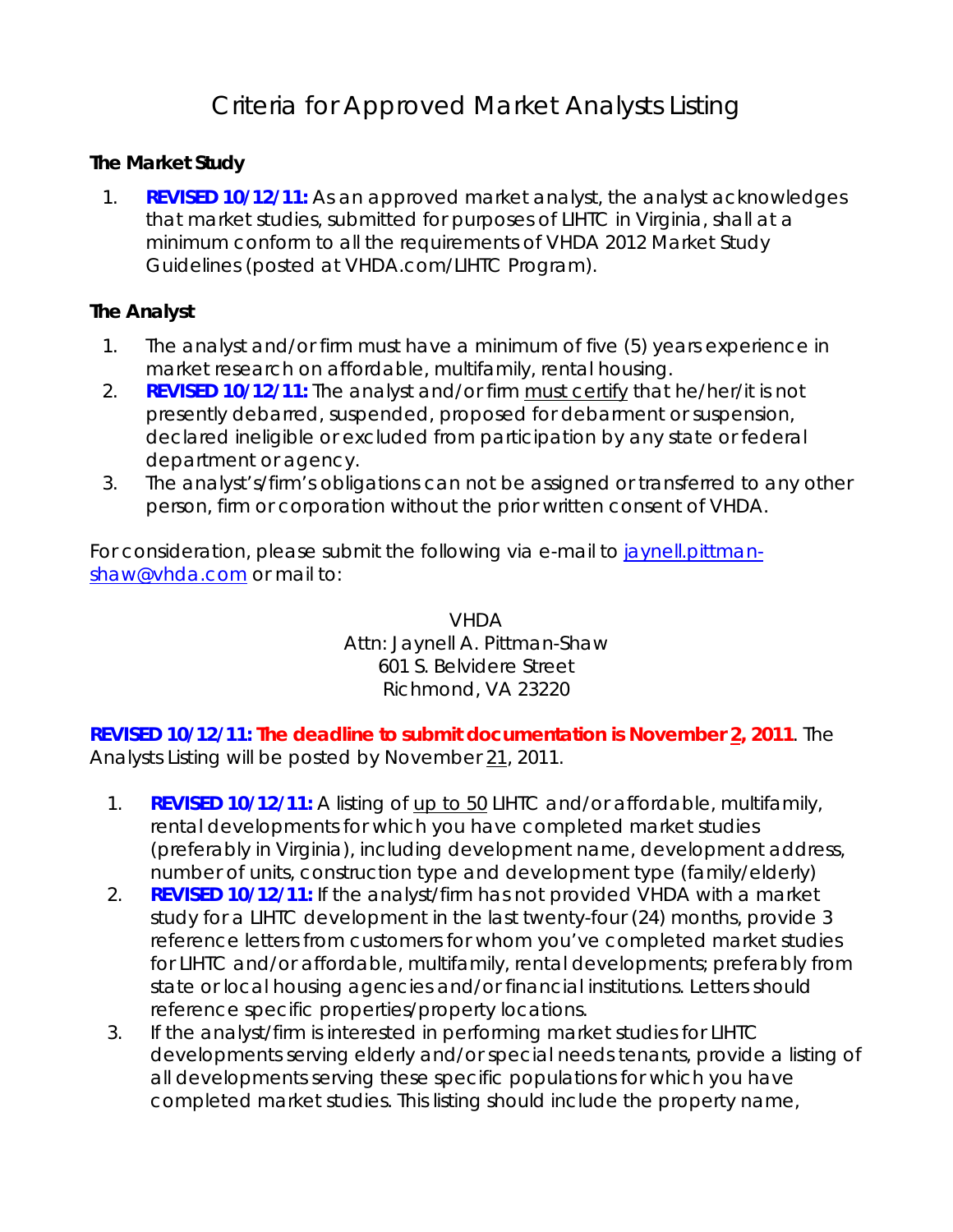# Criteria for Approved Market Analysts Listing

## The Market Study

1. **REVISED 10/12/11:** As an approved market analyst, the analyst acknowledges that market studies, submitted for purposes of LIHTC in Virginia, shall at a minimum conform to all the requirements of VHDA 2012 Market Study Guidelines (posted at VHDA.com/LIHTC Program).

## The Analyst

1. The analyst and/or firm must have a minimum of five (5) years experience in market research on affordable, multifamily, rental housing.
2. **REVISED 10/12/11:** The analyst and/or firm <u>must certify</u> that he/her/it is not presently debarred, suspended, proposed for debarment or suspension, declared ineligible or excluded from participation by any state or federal department or agency.
3. The analyst's/firm's obligations can not be assigned or transferred to any other person, firm or corporation without the prior written consent of VHDA.

For consideration, please submit the following via e-mail to jaynell.pittman-shaw@vhda.com or mail to:

VHDA
Attn: Jaynell A. Pittman-Shaw
601 S. Belvidere Street
Richmond, VA 23220

**REVISED 10/12/11: The deadline to submit documentation is November <u>2</u>, 2011**. The Analysts Listing will be posted by November <u>21</u>, 2011.

1. **REVISED 10/12/11:** A listing of <u>up to 50</u> LIHTC and/or affordable, multifamily, rental developments for which you have completed market studies (preferably in Virginia), including development name, development address, number of units, construction type and development type (family/elderly)
2. **REVISED 10/12/11:** If the analyst/firm has not provided VHDA with a market study for a LIHTC development in the last twenty-four (24) months, provide 3 reference letters from customers for whom you've completed market studies for LIHTC and/or affordable, multifamily, rental developments; preferably from state or local housing agencies and/or financial institutions. Letters should reference specific properties/property locations.
3. If the analyst/firm is interested in performing market studies for LIHTC developments serving elderly and/or special needs tenants, provide a listing of all developments serving these specific populations for which you have completed market studies. This listing should include the property name,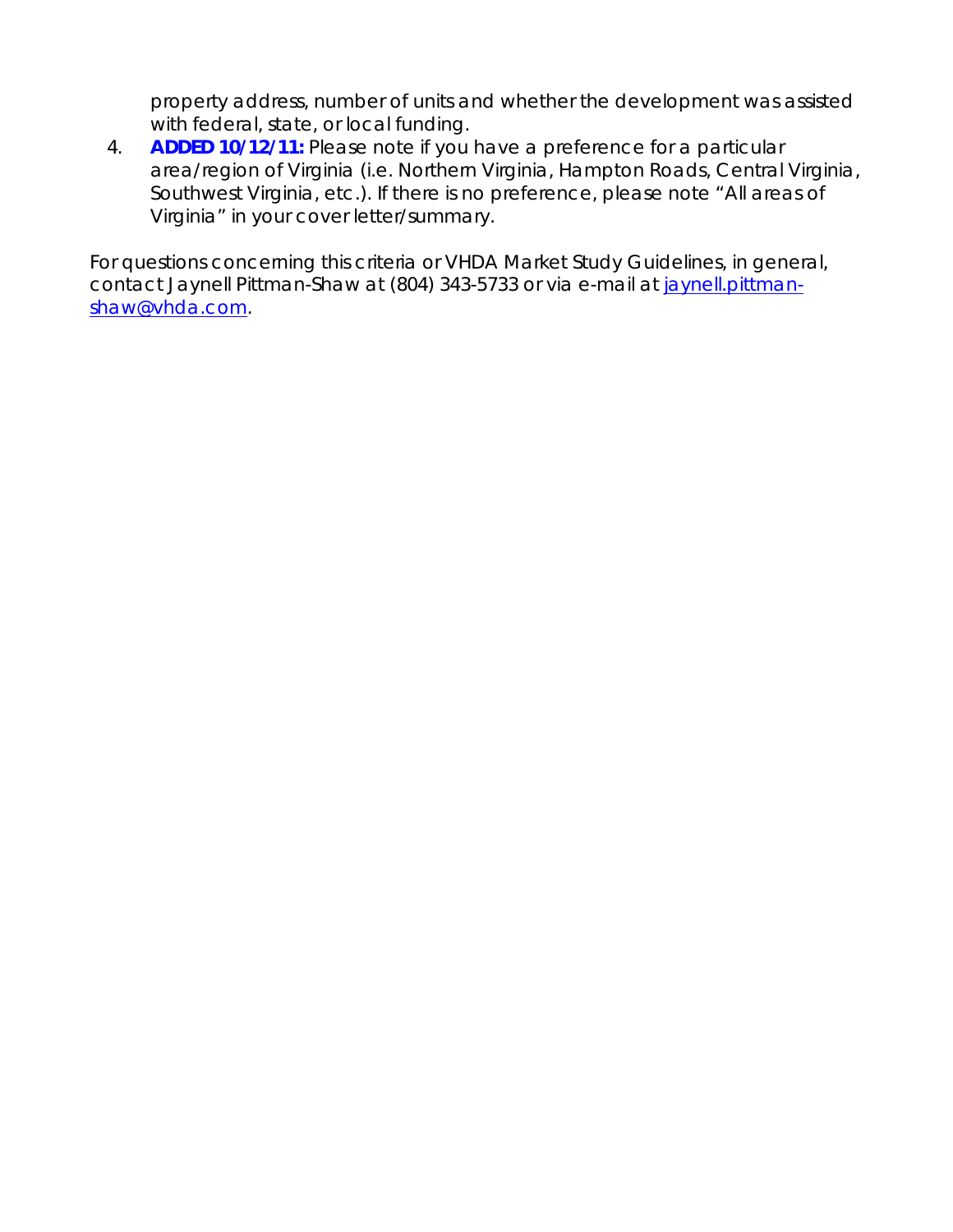property address, number of units and whether the development was assisted with federal, state, or local funding.

4. **ADDED 10/12/11:** Please note if you have a preference for a particular area/region of Virginia (i.e. Northern Virginia, Hampton Roads, Central Virginia, Southwest Virginia, etc.). If there is no preference, please note "All areas of Virginia" in your cover letter/summary.

For questions concerning this criteria or VHDA Market Study Guidelines, in general, contact Jaynell Pittman-Shaw at (804) 343-5733 or via e-mail at jaynell.pittman-shaw@vhda.com.